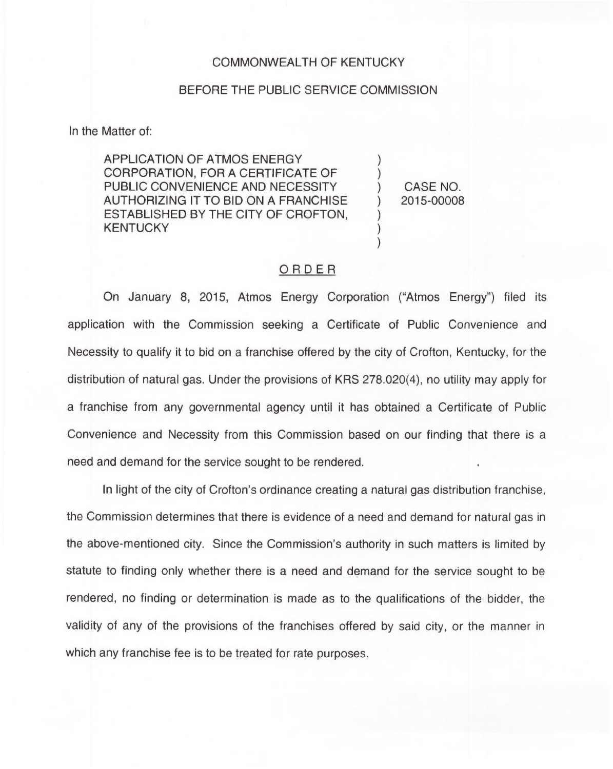COMMONWEALTH OF KENTUCKY

BEFORE THE PUBLIC SERVICE COMMISSION

In the Matter of:

| | | |
|---|---|---|
| APPLICATION OF ATMOS ENERGY CORPORATION, FOR A CERTIFICATE OF PUBLIC CONVENIENCE AND NECESSITY AUTHORIZING IT TO BID ON A FRANCHISE ESTABLISHED BY THE CITY OF CROFTON, KENTUCKY | ) ) ) ) ) ) ) | CASE NO. 2015-00008 |

## ORDER

On January 8, 2015, Atmos Energy Corporation ("Atmos Energy") filed its application with the Commission seeking a Certificate of Public Convenience and Necessity to qualify it to bid on a franchise offered by the city of Crofton, Kentucky, for the distribution of natural gas. Under the provisions of KRS 278.020(4), no utility may apply for a franchise from any governmental agency until it has obtained a Certificate of Public Convenience and Necessity from this Commission based on our finding that there is a need and demand for the service sought to be rendered.

In light of the city of Crofton's ordinance creating a natural gas distribution franchise, the Commission determines that there is evidence of a need and demand for natural gas in the above-mentioned city. Since the Commission's authority in such matters is limited by statute to finding only whether there is a need and demand for the service sought to be rendered, no finding or determination is made as to the qualifications of the bidder, the validity of any of the provisions of the franchises offered by said city, or the manner in which any franchise fee is to be treated for rate purposes.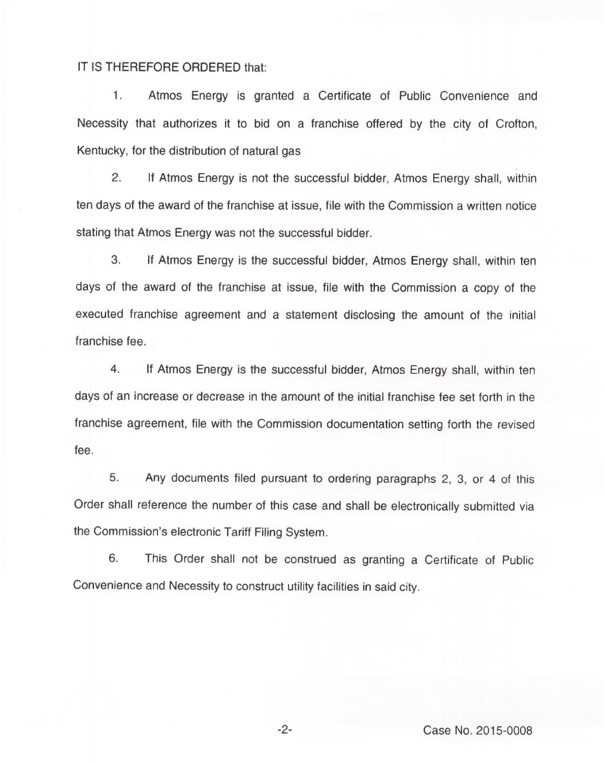IT IS THEREFORE ORDERED that:

1. Atmos Energy is granted a Certificate of Public Convenience and Necessity that authorizes it to bid on a franchise offered by the city of Crofton, Kentucky, for the distribution of natural gas

2. If Atmos Energy is not the successful bidder, Atmos Energy shall, within ten days of the award of the franchise at issue, file with the Commission a written notice stating that Atmos Energy was not the successful bidder.

3. If Atmos Energy is the successful bidder, Atmos Energy shall, within ten days of the award of the franchise at issue, file with the Commission a copy of the executed franchise agreement and a statement disclosing the amount of the initial franchise fee.

4. If Atmos Energy is the successful bidder, Atmos Energy shall, within ten days of an increase or decrease in the amount of the initial franchise fee set forth in the franchise agreement, file with the Commission documentation setting forth the revised fee.

5. Any documents filed pursuant to ordering paragraphs 2, 3, or 4 of this Order shall reference the number of this case and shall be electronically submitted via the Commission's electronic Tariff Filing System.

6. This Order shall not be construed as granting a Certificate of Public Convenience and Necessity to construct utility facilities in said city.

Case No. 2015-0008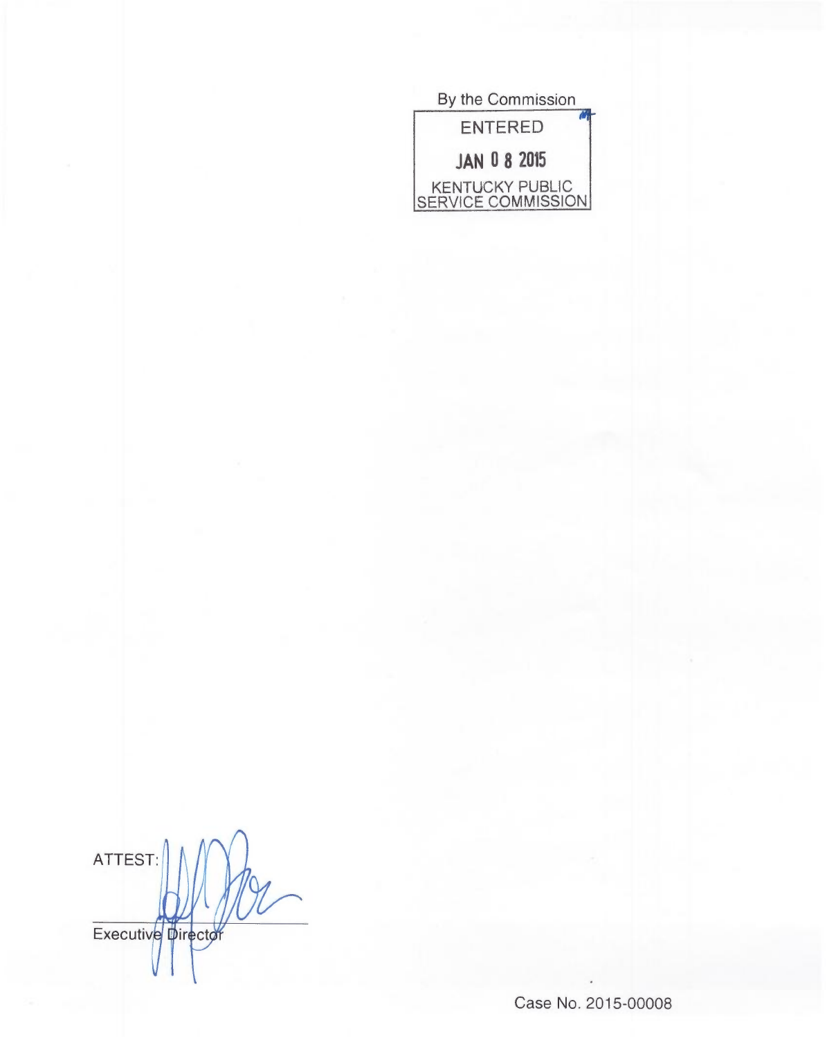By the Commission

ENTERED

JAN 08 2015

KENTUCKY PUBLIC SERVICE COMMISSION

ATTEST:

Executive Director

Case No. 2015-00008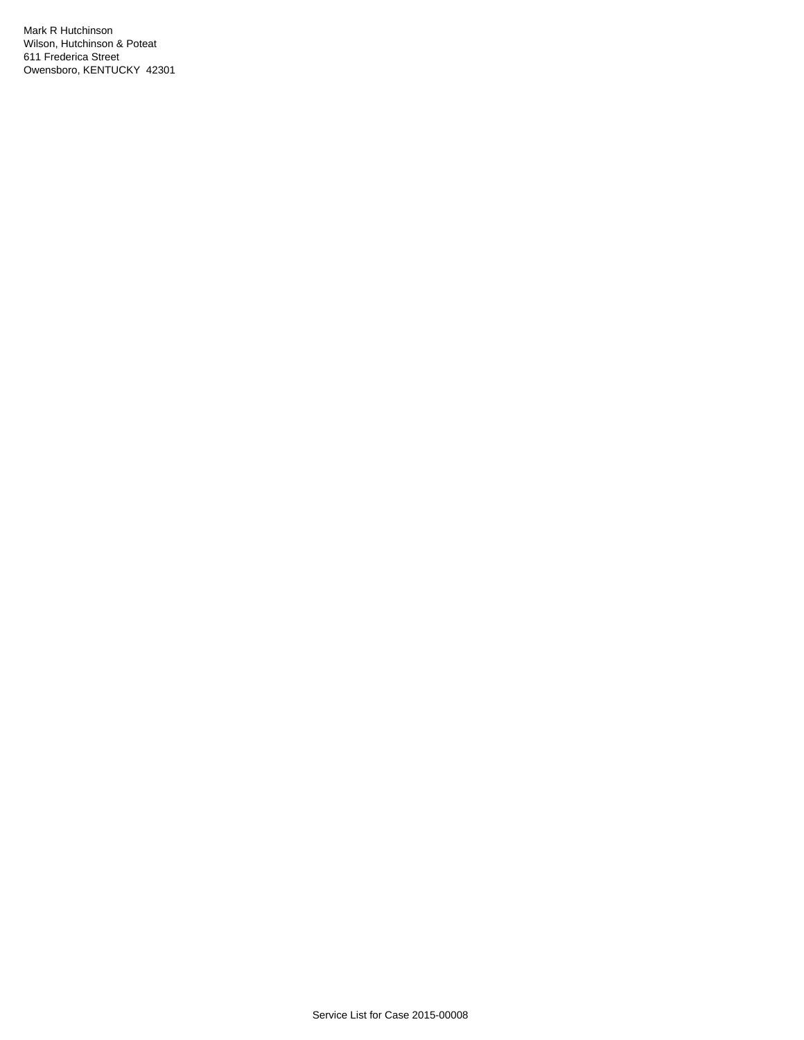Mark R Hutchinson
Wilson, Hutchinson & Poteat
611 Frederica Street
Owensboro, KENTUCKY  42301